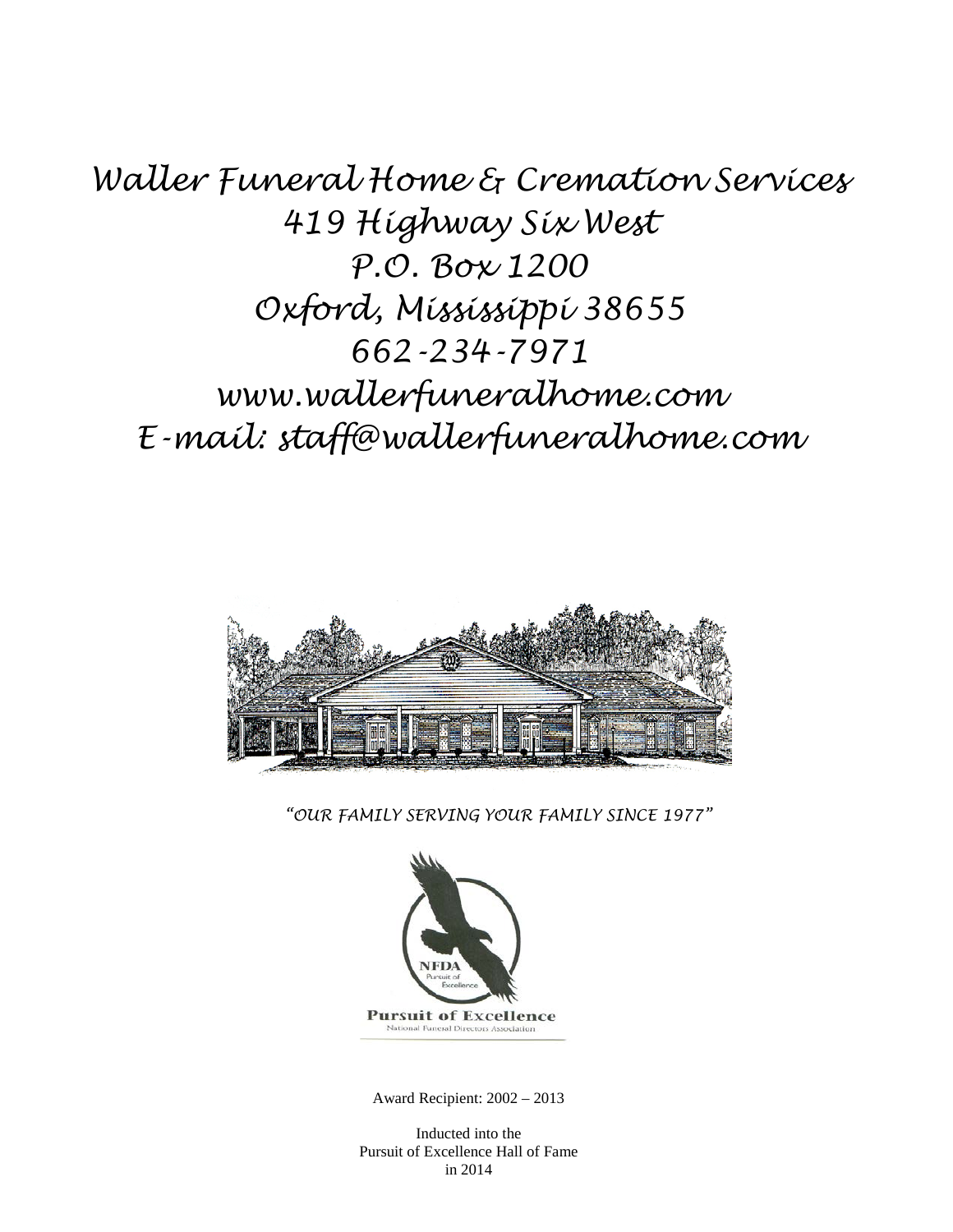# Waller Funeral Home & Cremation Services

419 Highway Six West
P.O. Box 1200
Oxford, Mississippi 38655
662-234-7971
www.wallerfuneralhome.com
E-mail: staff@wallerfuneralhome.com

*"OUR FAMILY SERVING YOUR FAMILY SINCE 1977"*

NFDA
Pursuit of Excellence

**Pursuit of Excellence**
National Funeral Directors Association

Award Recipient: 2002 – 2013

Inducted into the
Pursuit of Excellence Hall of Fame
in 2014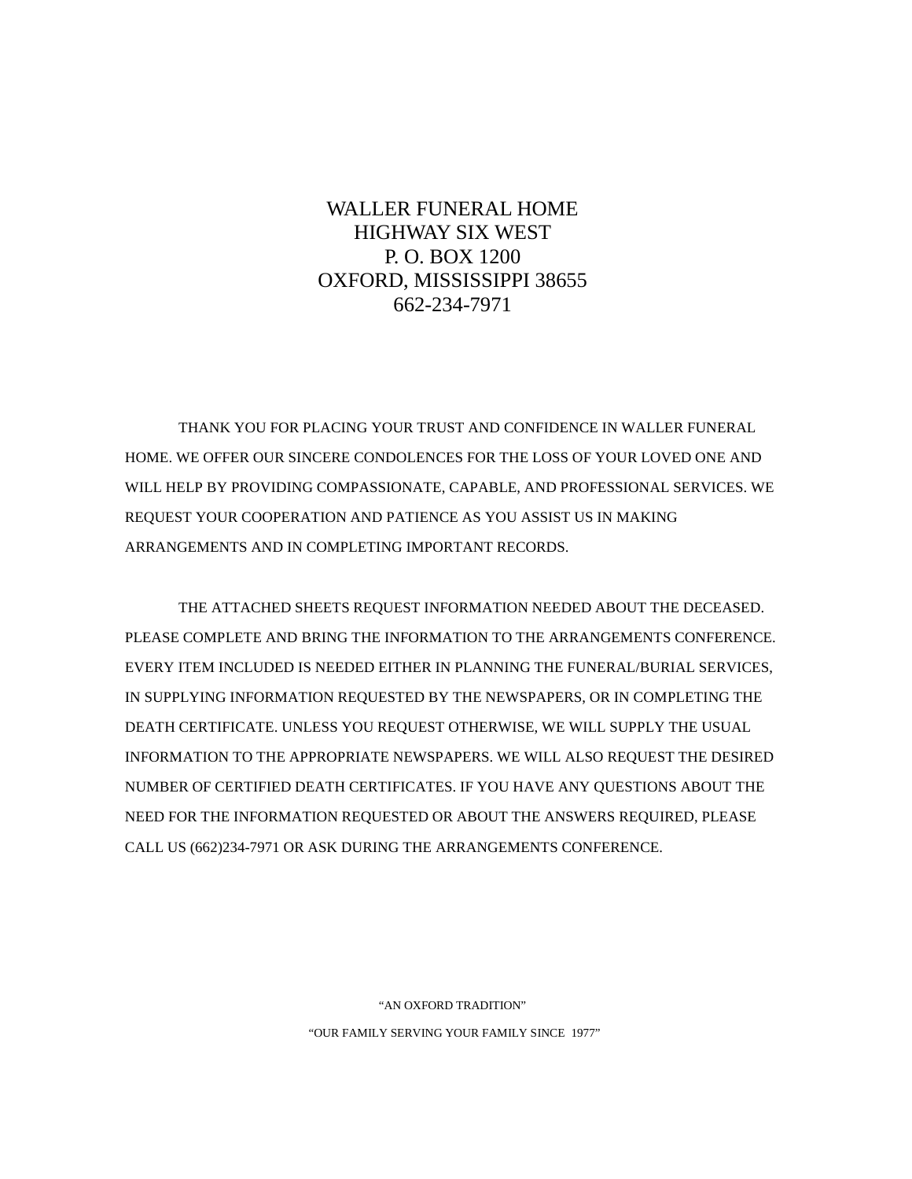WALLER FUNERAL HOME
HIGHWAY SIX WEST
P. O. BOX 1200
OXFORD, MISSISSIPPI 38655
662-234-7971

THANK YOU FOR PLACING YOUR TRUST AND CONFIDENCE IN WALLER FUNERAL HOME. WE OFFER OUR SINCERE CONDOLENCES FOR THE LOSS OF YOUR LOVED ONE AND WILL HELP BY PROVIDING COMPASSIONATE, CAPABLE, AND PROFESSIONAL SERVICES. WE REQUEST YOUR COOPERATION AND PATIENCE AS YOU ASSIST US IN MAKING ARRANGEMENTS AND IN COMPLETING IMPORTANT RECORDS.

THE ATTACHED SHEETS REQUEST INFORMATION NEEDED ABOUT THE DECEASED. PLEASE COMPLETE AND BRING THE INFORMATION TO THE ARRANGEMENTS CONFERENCE. EVERY ITEM INCLUDED IS NEEDED EITHER IN PLANNING THE FUNERAL/BURIAL SERVICES, IN SUPPLYING INFORMATION REQUESTED BY THE NEWSPAPERS, OR IN COMPLETING THE DEATH CERTIFICATE. UNLESS YOU REQUEST OTHERWISE, WE WILL SUPPLY THE USUAL INFORMATION TO THE APPROPRIATE NEWSPAPERS. WE WILL ALSO REQUEST THE DESIRED NUMBER OF CERTIFIED DEATH CERTIFICATES. IF YOU HAVE ANY QUESTIONS ABOUT THE NEED FOR THE INFORMATION REQUESTED OR ABOUT THE ANSWERS REQUIRED, PLEASE CALL US (662)234-7971 OR ASK DURING THE ARRANGEMENTS CONFERENCE.

"AN OXFORD TRADITION"

"OUR FAMILY SERVING YOUR FAMILY SINCE 1977"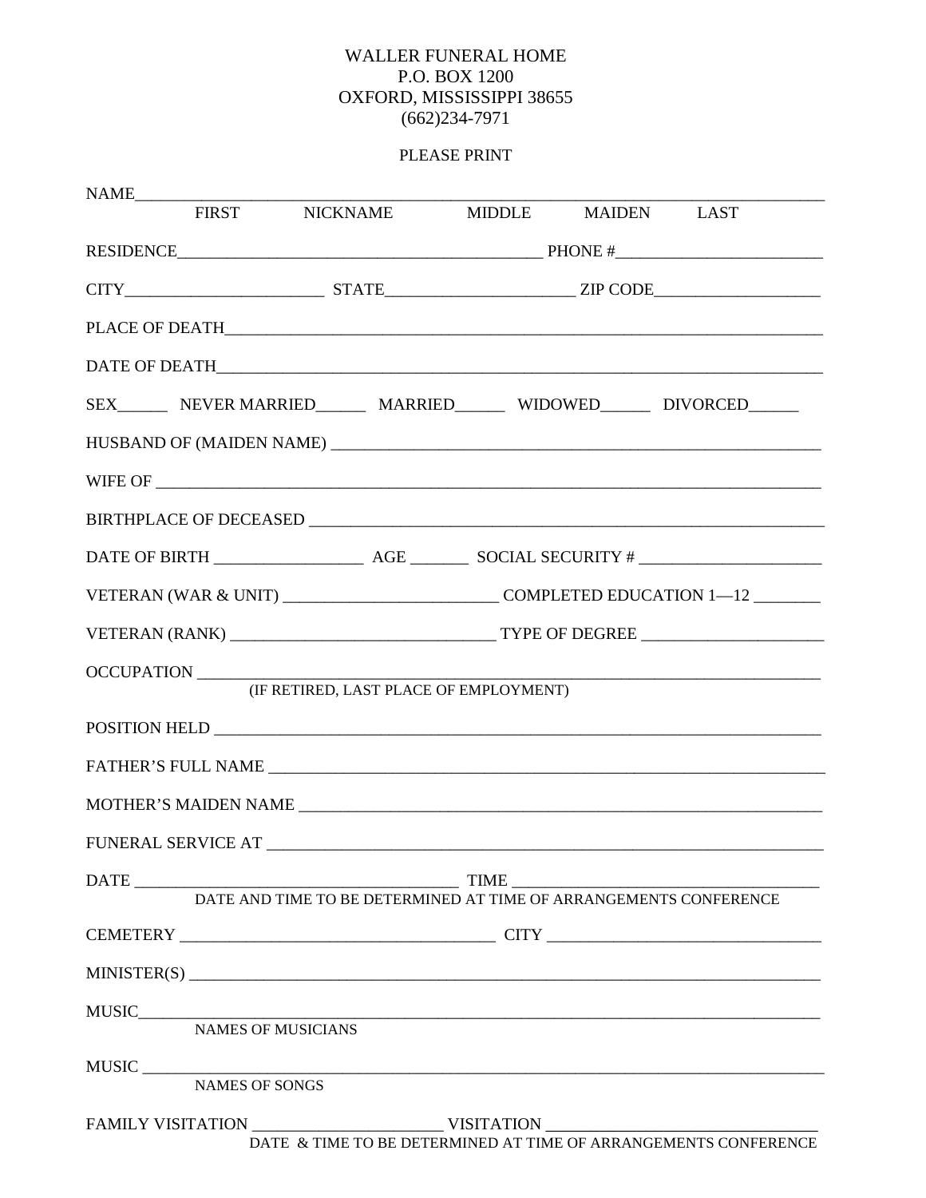WALLER FUNERAL HOME
P.O. BOX 1200
OXFORD, MISSISSIPPI 38655
(662)234-7971

PLEASE PRINT

NAME______________________________________________________________________________
FIRST NICKNAME MIDDLE MAIDEN LAST

RESIDENCE___________________________________________ PHONE #________________________

CITY_______________________ STATE_____________________ ZIP CODE___________________

PLACE OF DEATH_____________________________________________________________________

DATE OF DEATH______________________________________________________________________

SEX______ NEVER MARRIED______ MARRIED______ WIDOWED______ DIVORCED______

HUSBAND OF (MAIDEN NAME) ___________________________________________________________

WIFE OF ___________________________________________________________________________

BIRTHPLACE OF DECEASED ______________________________________________________________

DATE OF BIRTH _________________ AGE _______ SOCIAL SECURITY # ______________________

VETERAN (WAR & UNIT) _________________________ COMPLETED EDUCATION 1—12 ________

VETERAN (RANK) _______________________________ TYPE OF DEGREE _____________________

OCCUPATION ________________________________________________________________________
(IF RETIRED, LAST PLACE OF EMPLOYMENT)

POSITION HELD ______________________________________________________________________

FATHER'S FULL NAME __________________________________________________________________

MOTHER'S MAIDEN NAME ________________________________________________________________

FUNERAL SERVICE AT __________________________________________________________________

DATE ______________________________________ TIME ____________________________________
DATE AND TIME TO BE DETERMINED AT TIME OF ARRANGEMENTS CONFERENCE

CEMETERY ______________________________________ CITY _________________________________

MINISTER(S) _________________________________________________________________________

MUSIC______________________________________________________________________________
NAMES OF MUSICIANS

MUSIC ______________________________________________________________________________
NAMES OF SONGS

FAMILY VISITATION _______________________ VISITATION _______________________________
DATE & TIME TO BE DETERMINED AT TIME OF ARRANGEMENTS CONFERENCE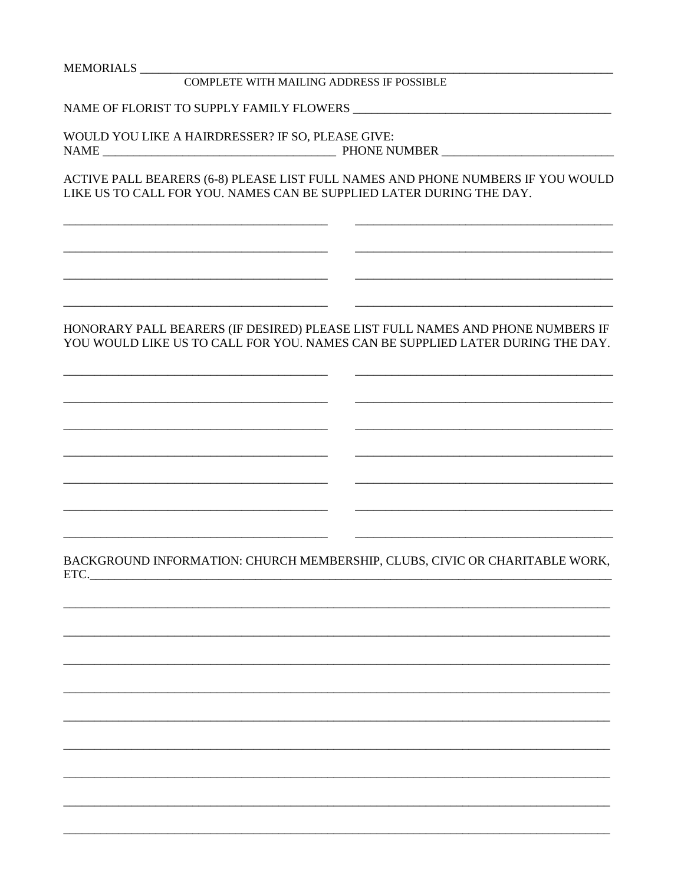MEMORIALS ______________________________________________________________________________

COMPLETE WITH MAILING ADDRESS IF POSSIBLE

NAME OF FLORIST TO SUPPLY FAMILY FLOWERS ________________________________________

WOULD YOU LIKE A HAIRDRESSER? IF SO, PLEASE GIVE:
NAME _____________________________________ PHONE NUMBER __________________________

ACTIVE PALL BEARERS (6-8) PLEASE LIST FULL NAMES AND PHONE NUMBERS IF YOU WOULD LIKE US TO CALL FOR YOU. NAMES CAN BE SUPPLIED LATER DURING THE DAY.

__________________________________________ __________________________________________

__________________________________________ __________________________________________

__________________________________________ __________________________________________

__________________________________________ __________________________________________

HONORARY PALL BEARERS (IF DESIRED) PLEASE LIST FULL NAMES AND PHONE NUMBERS IF YOU WOULD LIKE US TO CALL FOR YOU. NAMES CAN BE SUPPLIED LATER DURING THE DAY.

__________________________________________ __________________________________________

__________________________________________ __________________________________________

__________________________________________ __________________________________________

__________________________________________ __________________________________________

__________________________________________ __________________________________________

__________________________________________ __________________________________________

__________________________________________ __________________________________________

BACKGROUND INFORMATION: CHURCH MEMBERSHIP, CLUBS, CIVIC OR CHARITABLE WORK, ETC.____________________________________________________________________________________

_____________________________________________________________________________________

_____________________________________________________________________________________

_____________________________________________________________________________________

_____________________________________________________________________________________

_____________________________________________________________________________________

_____________________________________________________________________________________

_____________________________________________________________________________________

_____________________________________________________________________________________

_____________________________________________________________________________________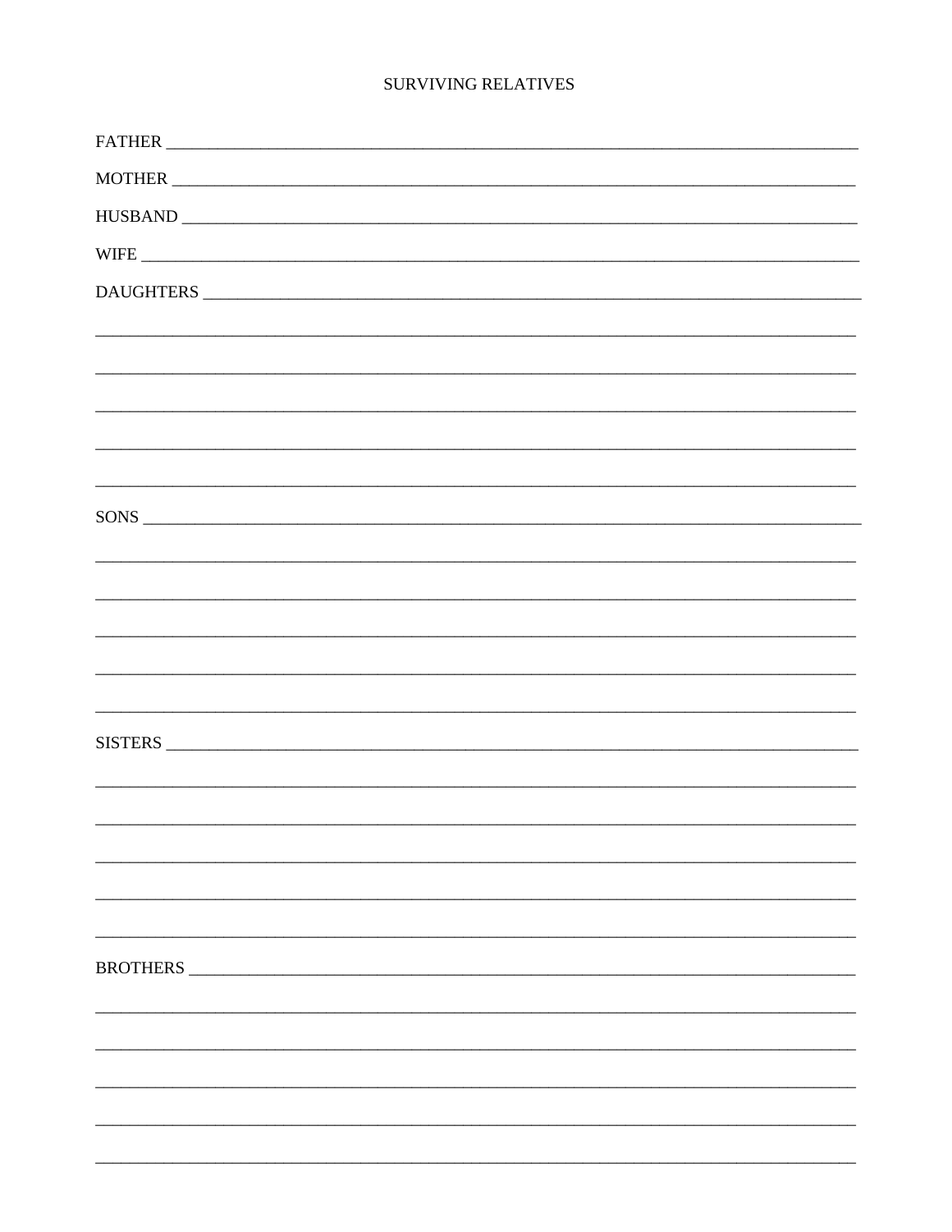# SURVIVING RELATIVES

FATHER ___________________________________________________________________________

MOTHER __________________________________________________________________________

HUSBAND _________________________________________________________________________

WIFE _____________________________________________________________________________

DAUGHTERS _______________________________________________________________________

__________________________________________________________________________________

__________________________________________________________________________________

__________________________________________________________________________________

__________________________________________________________________________________

__________________________________________________________________________________

SONS _____________________________________________________________________________

__________________________________________________________________________________

__________________________________________________________________________________

__________________________________________________________________________________

__________________________________________________________________________________

__________________________________________________________________________________

SISTERS __________________________________________________________________________

__________________________________________________________________________________

__________________________________________________________________________________

__________________________________________________________________________________

__________________________________________________________________________________

__________________________________________________________________________________

BROTHERS ________________________________________________________________________

__________________________________________________________________________________

__________________________________________________________________________________

__________________________________________________________________________________

__________________________________________________________________________________

__________________________________________________________________________________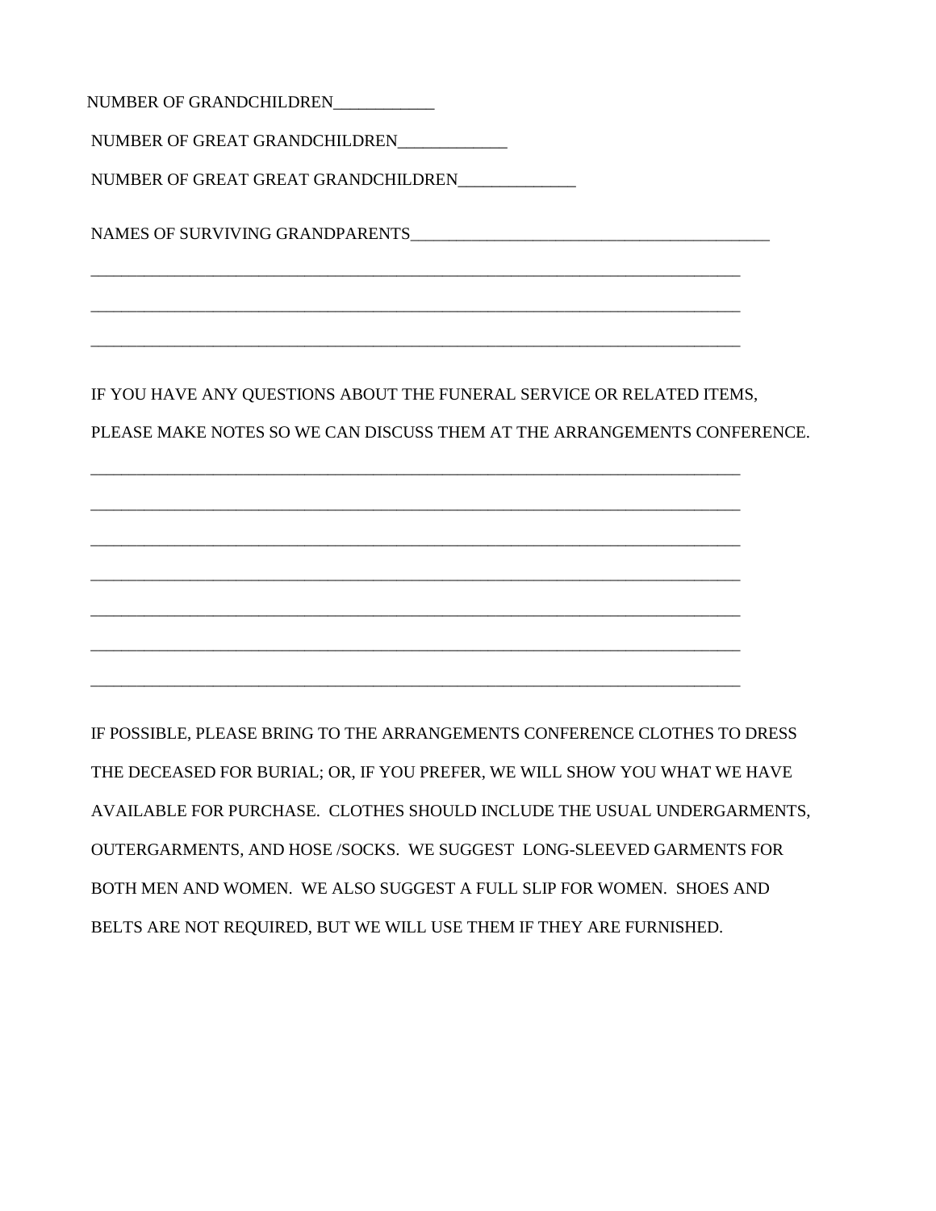NUMBER OF GRANDCHILDREN____________

NUMBER OF GREAT GRANDCHILDREN_____________

NUMBER OF GREAT GREAT GRANDCHILDREN______________

NAMES OF SURVIVING GRANDPARENTS____________________________________________

________________________________________________________________________________

________________________________________________________________________________

________________________________________________________________________________

IF YOU HAVE ANY QUESTIONS ABOUT THE FUNERAL SERVICE OR RELATED ITEMS, PLEASE MAKE NOTES SO WE CAN DISCUSS THEM AT THE ARRANGEMENTS CONFERENCE.

________________________________________________________________________________

________________________________________________________________________________

________________________________________________________________________________

________________________________________________________________________________

________________________________________________________________________________

________________________________________________________________________________

________________________________________________________________________________

IF POSSIBLE, PLEASE BRING TO THE ARRANGEMENTS CONFERENCE CLOTHES TO DRESS THE DECEASED FOR BURIAL; OR, IF YOU PREFER, WE WILL SHOW YOU WHAT WE HAVE AVAILABLE FOR PURCHASE. CLOTHES SHOULD INCLUDE THE USUAL UNDERGARMENTS, OUTERGARMENTS, AND HOSE /SOCKS. WE SUGGEST LONG-SLEEVED GARMENTS FOR BOTH MEN AND WOMEN. WE ALSO SUGGEST A FULL SLIP FOR WOMEN. SHOES AND BELTS ARE NOT REQUIRED, BUT WE WILL USE THEM IF THEY ARE FURNISHED.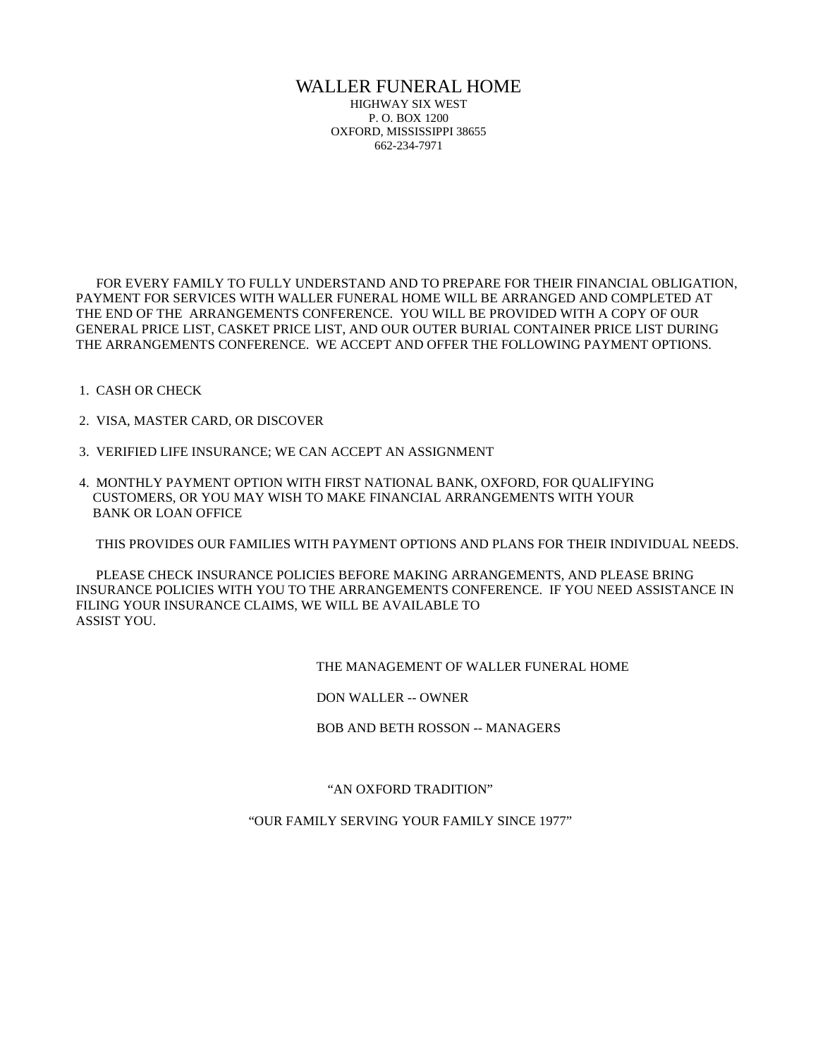# WALLER FUNERAL HOME

HIGHWAY SIX WEST
P. O. BOX 1200
OXFORD, MISSISSIPPI 38655
662-234-7971

FOR EVERY FAMILY TO FULLY UNDERSTAND AND TO PREPARE FOR THEIR FINANCIAL OBLIGATION, PAYMENT FOR SERVICES WITH WALLER FUNERAL HOME WILL BE ARRANGED AND COMPLETED AT THE END OF THE ARRANGEMENTS CONFERENCE. YOU WILL BE PROVIDED WITH A COPY OF OUR GENERAL PRICE LIST, CASKET PRICE LIST, AND OUR OUTER BURIAL CONTAINER PRICE LIST DURING THE ARRANGEMENTS CONFERENCE. WE ACCEPT AND OFFER THE FOLLOWING PAYMENT OPTIONS.

1. CASH OR CHECK
2. VISA, MASTER CARD, OR DISCOVER
3. VERIFIED LIFE INSURANCE; WE CAN ACCEPT AN ASSIGNMENT
4. MONTHLY PAYMENT OPTION WITH FIRST NATIONAL BANK, OXFORD, FOR QUALIFYING CUSTOMERS, OR YOU MAY WISH TO MAKE FINANCIAL ARRANGEMENTS WITH YOUR BANK OR LOAN OFFICE

THIS PROVIDES OUR FAMILIES WITH PAYMENT OPTIONS AND PLANS FOR THEIR INDIVIDUAL NEEDS.

PLEASE CHECK INSURANCE POLICIES BEFORE MAKING ARRANGEMENTS, AND PLEASE BRING INSURANCE POLICIES WITH YOU TO THE ARRANGEMENTS CONFERENCE. IF YOU NEED ASSISTANCE IN FILING YOUR INSURANCE CLAIMS, WE WILL BE AVAILABLE TO ASSIST YOU.

THE MANAGEMENT OF WALLER FUNERAL HOME

DON WALLER -- OWNER

BOB AND BETH ROSSON -- MANAGERS

"AN OXFORD TRADITION"

"OUR FAMILY SERVING YOUR FAMILY SINCE 1977"